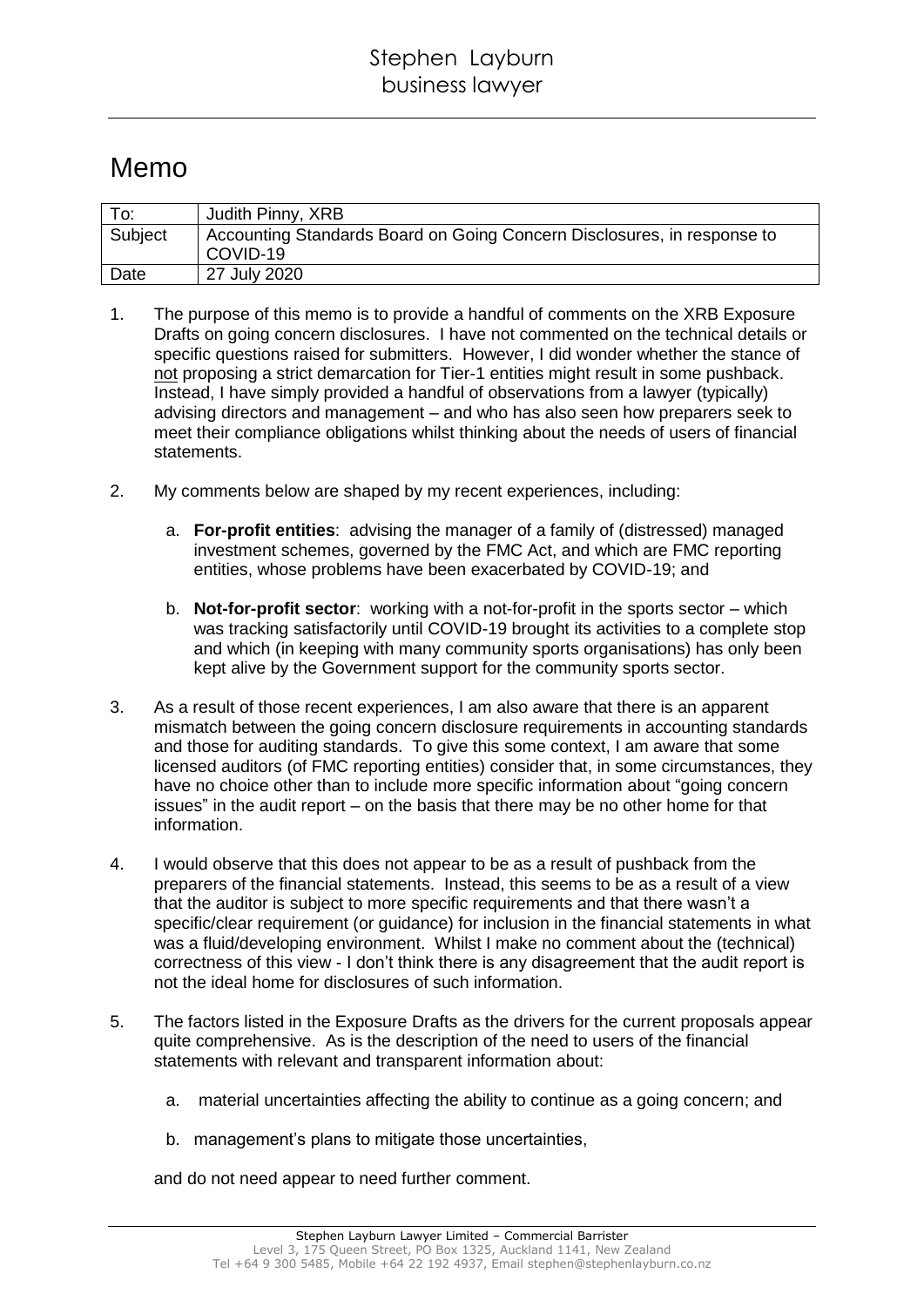# Stephen Layburn
business lawyer

# Memo

| To: | Judith Pinny, XRB |
|---|---|
| Subject | Accounting Standards Board on Going Concern Disclosures, in response to COVID-19 |
| Date | 27 July 2020 |

1. The purpose of this memo is to provide a handful of comments on the XRB Exposure Drafts on going concern disclosures. I have not commented on the technical details or specific questions raised for submitters. However, I did wonder whether the stance of not proposing a strict demarcation for Tier-1 entities might result in some pushback. Instead, I have simply provided a handful of observations from a lawyer (typically) advising directors and management – and who has also seen how preparers seek to meet their compliance obligations whilst thinking about the needs of users of financial statements.

2. My comments below are shaped by my recent experiences, including:

   a. **For-profit entities**: advising the manager of a family of (distressed) managed investment schemes, governed by the FMC Act, and which are FMC reporting entities, whose problems have been exacerbated by COVID-19; and

   b. **Not-for-profit sector**: working with a not-for-profit in the sports sector – which was tracking satisfactorily until COVID-19 brought its activities to a complete stop and which (in keeping with many community sports organisations) has only been kept alive by the Government support for the community sports sector.

3. As a result of those recent experiences, I am also aware that there is an apparent mismatch between the going concern disclosure requirements in accounting standards and those for auditing standards. To give this some context, I am aware that some licensed auditors (of FMC reporting entities) consider that, in some circumstances, they have no choice other than to include more specific information about "going concern issues" in the audit report – on the basis that there may be no other home for that information.

4. I would observe that this does not appear to be as a result of pushback from the preparers of the financial statements. Instead, this seems to be as a result of a view that the auditor is subject to more specific requirements and that there wasn't a specific/clear requirement (or guidance) for inclusion in the financial statements in what was a fluid/developing environment. Whilst I make no comment about the (technical) correctness of this view - I don't think there is any disagreement that the audit report is not the ideal home for disclosures of such information.

5. The factors listed in the Exposure Drafts as the drivers for the current proposals appear quite comprehensive. As is the description of the need to users of the financial statements with relevant and transparent information about:

   a. material uncertainties affecting the ability to continue as a going concern; and

   b. management's plans to mitigate those uncertainties,

   and do not need appear to need further comment.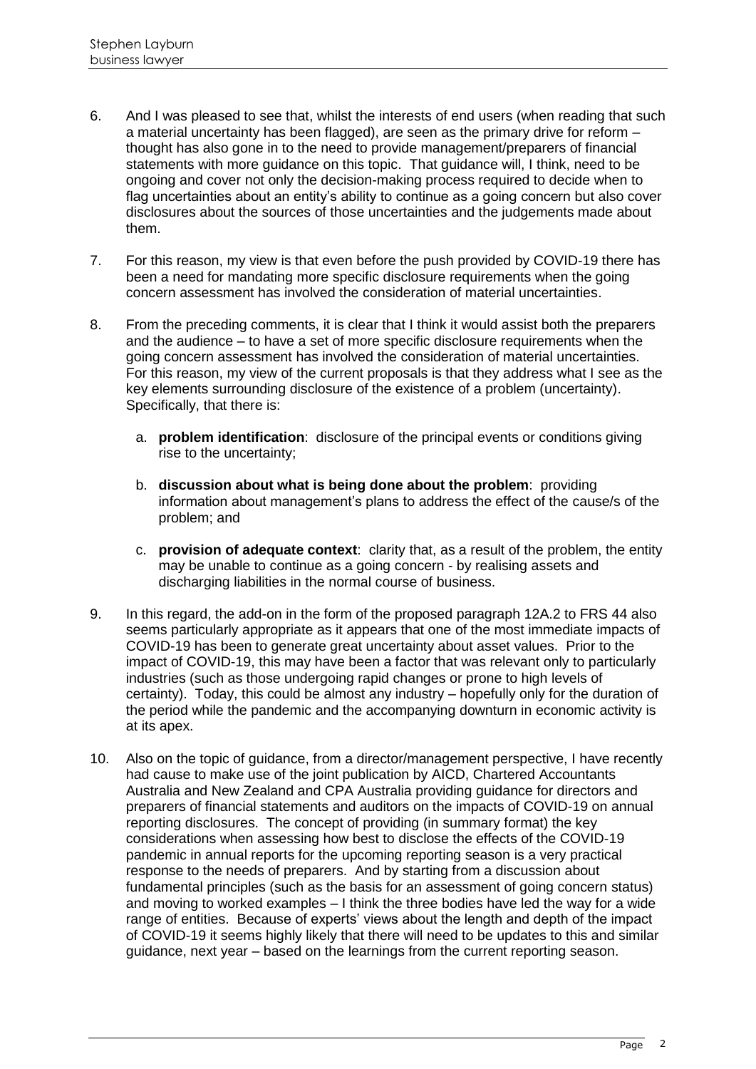6. And I was pleased to see that, whilst the interests of end users (when reading that such a material uncertainty has been flagged), are seen as the primary drive for reform – thought has also gone in to the need to provide management/preparers of financial statements with more guidance on this topic. That guidance will, I think, need to be ongoing and cover not only the decision-making process required to decide when to flag uncertainties about an entity's ability to continue as a going concern but also cover disclosures about the sources of those uncertainties and the judgements made about them.

7. For this reason, my view is that even before the push provided by COVID-19 there has been a need for mandating more specific disclosure requirements when the going concern assessment has involved the consideration of material uncertainties.

8. From the preceding comments, it is clear that I think it would assist both the preparers and the audience – to have a set of more specific disclosure requirements when the going concern assessment has involved the consideration of material uncertainties. For this reason, my view of the current proposals is that they address what I see as the key elements surrounding disclosure of the existence of a problem (uncertainty). Specifically, that there is:

   a. **problem identification**: disclosure of the principal events or conditions giving rise to the uncertainty;

   b. **discussion about what is being done about the problem**: providing information about management's plans to address the effect of the cause/s of the problem; and

   c. **provision of adequate context**: clarity that, as a result of the problem, the entity may be unable to continue as a going concern - by realising assets and discharging liabilities in the normal course of business.

9. In this regard, the add-on in the form of the proposed paragraph 12A.2 to FRS 44 also seems particularly appropriate as it appears that one of the most immediate impacts of COVID-19 has been to generate great uncertainty about asset values. Prior to the impact of COVID-19, this may have been a factor that was relevant only to particularly industries (such as those undergoing rapid changes or prone to high levels of certainty). Today, this could be almost any industry – hopefully only for the duration of the period while the pandemic and the accompanying downturn in economic activity is at its apex.

10. Also on the topic of guidance, from a director/management perspective, I have recently had cause to make use of the joint publication by AICD, Chartered Accountants Australia and New Zealand and CPA Australia providing guidance for directors and preparers of financial statements and auditors on the impacts of COVID-19 on annual reporting disclosures. The concept of providing (in summary format) the key considerations when assessing how best to disclose the effects of the COVID-19 pandemic in annual reports for the upcoming reporting season is a very practical response to the needs of preparers. And by starting from a discussion about fundamental principles (such as the basis for an assessment of going concern status) and moving to worked examples – I think the three bodies have led the way for a wide range of entities. Because of experts' views about the length and depth of the impact of COVID-19 it seems highly likely that there will need to be updates to this and similar guidance, next year – based on the learnings from the current reporting season.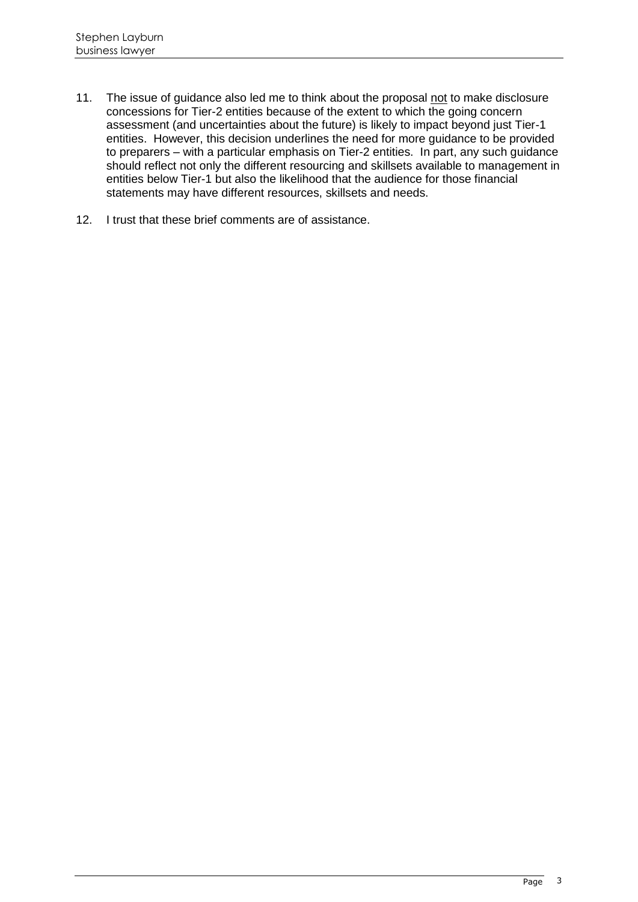11. The issue of guidance also led me to think about the proposal <u>not</u> to make disclosure concessions for Tier-2 entities because of the extent to which the going concern assessment (and uncertainties about the future) is likely to impact beyond just Tier-1 entities. However, this decision underlines the need for more guidance to be provided to preparers – with a particular emphasis on Tier-2 entities. In part, any such guidance should reflect not only the different resourcing and skillsets available to management in entities below Tier-1 but also the likelihood that the audience for those financial statements may have different resources, skillsets and needs.

12. I trust that these brief comments are of assistance.